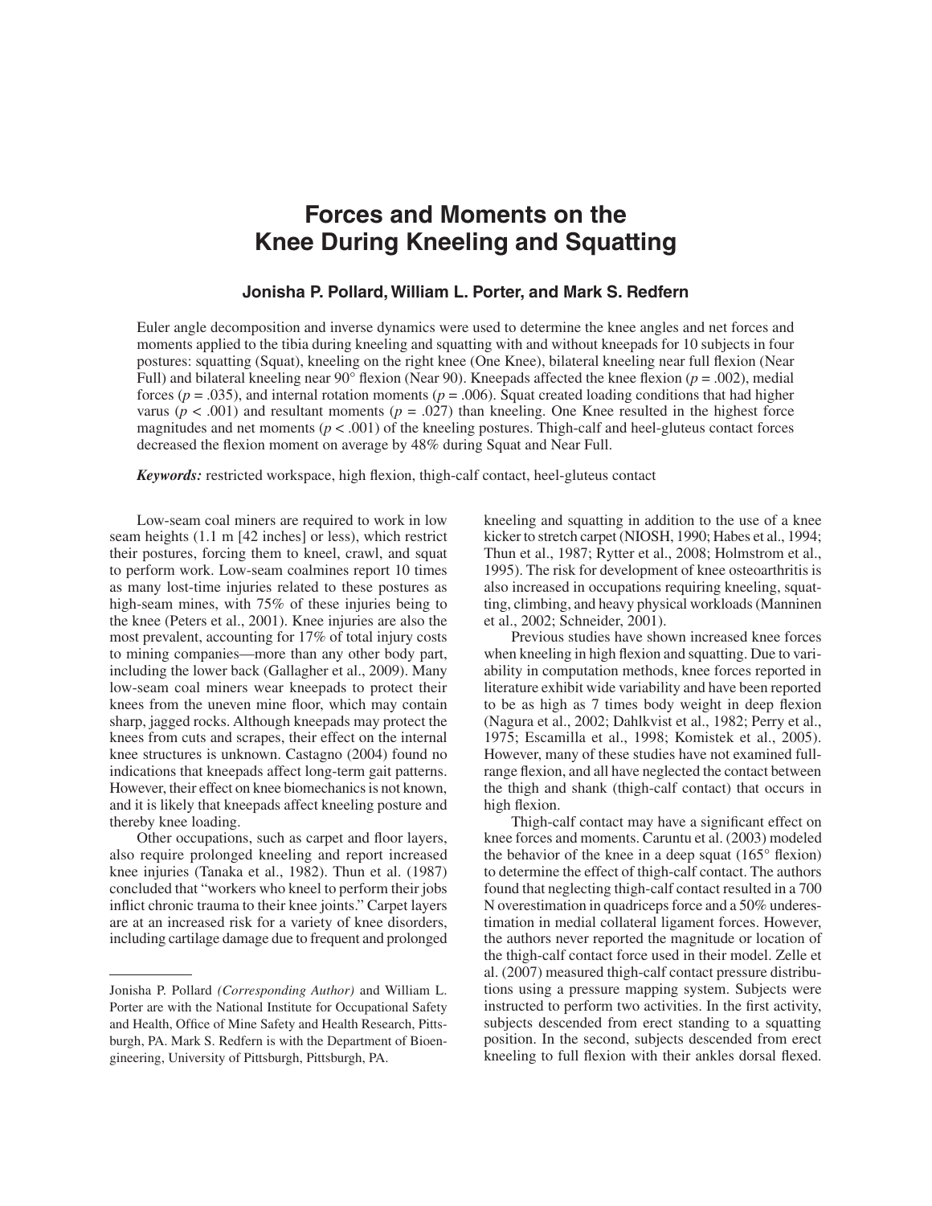# Forces and Moments on the Knee During Kneeling and Squatting

**Jonisha P. Pollard, William L. Porter, and Mark S. Redfern**

Euler angle decomposition and inverse dynamics were used to determine the knee angles and net forces and moments applied to the tibia during kneeling and squatting with and without kneepads for 10 subjects in four postures: squatting (Squat), kneeling on the right knee (One Knee), bilateral kneeling near full flexion (Near Full) and bilateral kneeling near 90° flexion (Near 90). Kneepads affected the knee flexion ($p = .002$), medial forces ($p = .035$), and internal rotation moments ($p = .006$). Squat created loading conditions that had higher varus ($p < .001$) and resultant moments ($p = .027$) than kneeling. One Knee resulted in the highest force magnitudes and net moments ($p < .001$) of the kneeling postures. Thigh-calf and heel-gluteus contact forces decreased the flexion moment on average by 48% during Squat and Near Full.

***Keywords:*** restricted workspace, high flexion, thigh-calf contact, heel-gluteus contact

Low-seam coal miners are required to work in low seam heights (1.1 m [42 inches] or less), which restrict their postures, forcing them to kneel, crawl, and squat to perform work. Low-seam coalmines report 10 times as many lost-time injuries related to these postures as high-seam mines, with 75% of these injuries being to the knee (Peters et al., 2001). Knee injuries are also the most prevalent, accounting for 17% of total injury costs to mining companies—more than any other body part, including the lower back (Gallagher et al., 2009). Many low-seam coal miners wear kneepads to protect their knees from the uneven mine floor, which may contain sharp, jagged rocks. Although kneepads may protect the knees from cuts and scrapes, their effect on the internal knee structures is unknown. Castagno (2004) found no indications that kneepads affect long-term gait patterns. However, their effect on knee biomechanics is not known, and it is likely that kneepads affect kneeling posture and thereby knee loading.

Other occupations, such as carpet and floor layers, also require prolonged kneeling and report increased knee injuries (Tanaka et al., 1982). Thun et al. (1987) concluded that "workers who kneel to perform their jobs inflict chronic trauma to their knee joints." Carpet layers are at an increased risk for a variety of knee disorders, including cartilage damage due to frequent and prolonged kneeling and squatting in addition to the use of a knee kicker to stretch carpet (NIOSH, 1990; Habes et al., 1994; Thun et al., 1987; Rytter et al., 2008; Holmstrom et al., 1995). The risk for development of knee osteoarthritis is also increased in occupations requiring kneeling, squatting, climbing, and heavy physical workloads (Manninen et al., 2002; Schneider, 2001).

Previous studies have shown increased knee forces when kneeling in high flexion and squatting. Due to variability in computation methods, knee forces reported in literature exhibit wide variability and have been reported to be as high as 7 times body weight in deep flexion (Nagura et al., 2002; Dahlkvist et al., 1982; Perry et al., 1975; Escamilla et al., 1998; Komistek et al., 2005). However, many of these studies have not examined full-range flexion, and all have neglected the contact between the thigh and shank (thigh-calf contact) that occurs in high flexion.

Thigh-calf contact may have a significant effect on knee forces and moments. Caruntu et al. (2003) modeled the behavior of the knee in a deep squat (165° flexion) to determine the effect of thigh-calf contact. The authors found that neglecting thigh-calf contact resulted in a 700 N overestimation in quadriceps force and a 50% underestimation in medial collateral ligament forces. However, the authors never reported the magnitude or location of the thigh-calf contact force used in their model. Zelle et al. (2007) measured thigh-calf contact pressure distributions using a pressure mapping system. Subjects were instructed to perform two activities. In the first activity, subjects descended from erect standing to a squatting position. In the second, subjects descended from erect kneeling to full flexion with their ankles dorsal flexed.

---

Jonisha P. Pollard *(Corresponding Author)* and William L. Porter are with the National Institute for Occupational Safety and Health, Office of Mine Safety and Health Research, Pittsburgh, PA. Mark S. Redfern is with the Department of Bioengineering, University of Pittsburgh, Pittsburgh, PA.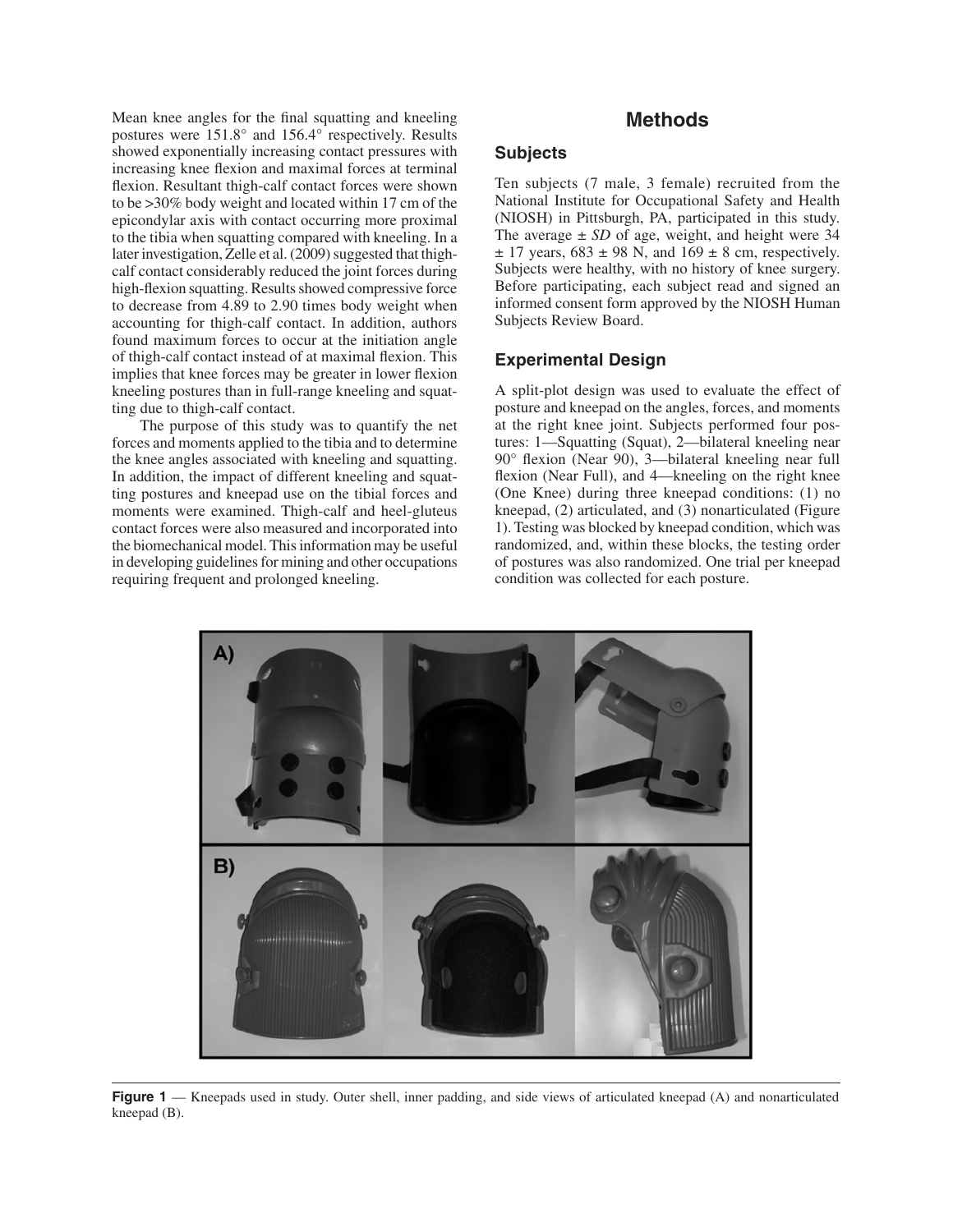Mean knee angles for the final squatting and kneeling postures were 151.8° and 156.4° respectively. Results showed exponentially increasing contact pressures with increasing knee flexion and maximal forces at terminal flexion. Resultant thigh-calf contact forces were shown to be >30% body weight and located within 17 cm of the epicondylar axis with contact occurring more proximal to the tibia when squatting compared with kneeling. In a later investigation, Zelle et al. (2009) suggested that thigh-calf contact considerably reduced the joint forces during high-flexion squatting. Results showed compressive force to decrease from 4.89 to 2.90 times body weight when accounting for thigh-calf contact. In addition, authors found maximum forces to occur at the initiation angle of thigh-calf contact instead of at maximal flexion. This implies that knee forces may be greater in lower flexion kneeling postures than in full-range kneeling and squatting due to thigh-calf contact.

The purpose of this study was to quantify the net forces and moments applied to the tibia and to determine the knee angles associated with kneeling and squatting. In addition, the impact of different kneeling and squatting postures and kneepad use on the tibial forces and moments were examined. Thigh-calf and heel-gluteus contact forces were also measured and incorporated into the biomechanical model. This information may be useful in developing guidelines for mining and other occupations requiring frequent and prolonged kneeling.

# Methods

## Subjects

Ten subjects (7 male, 3 female) recruited from the National Institute for Occupational Safety and Health (NIOSH) in Pittsburgh, PA, participated in this study. The average ± *SD* of age, weight, and height were 34 ± 17 years, 683 ± 98 N, and 169 ± 8 cm, respectively. Subjects were healthy, with no history of knee surgery. Before participating, each subject read and signed an informed consent form approved by the NIOSH Human Subjects Review Board.

## Experimental Design

A split-plot design was used to evaluate the effect of posture and kneepad on the angles, forces, and moments at the right knee joint. Subjects performed four postures: 1—Squatting (Squat), 2—bilateral kneeling near 90° flexion (Near 90), 3—bilateral kneeling near full flexion (Near Full), and 4—kneeling on the right knee (One Knee) during three kneepad conditions: (1) no kneepad, (2) articulated, and (3) nonarticulated (Figure 1). Testing was blocked by kneepad condition, which was randomized, and, within these blocks, the testing order of postures was also randomized. One trial per kneepad condition was collected for each posture.

**Figure 1** — Kneepads used in study. Outer shell, inner padding, and side views of articulated kneepad (A) and nonarticulated kneepad (B).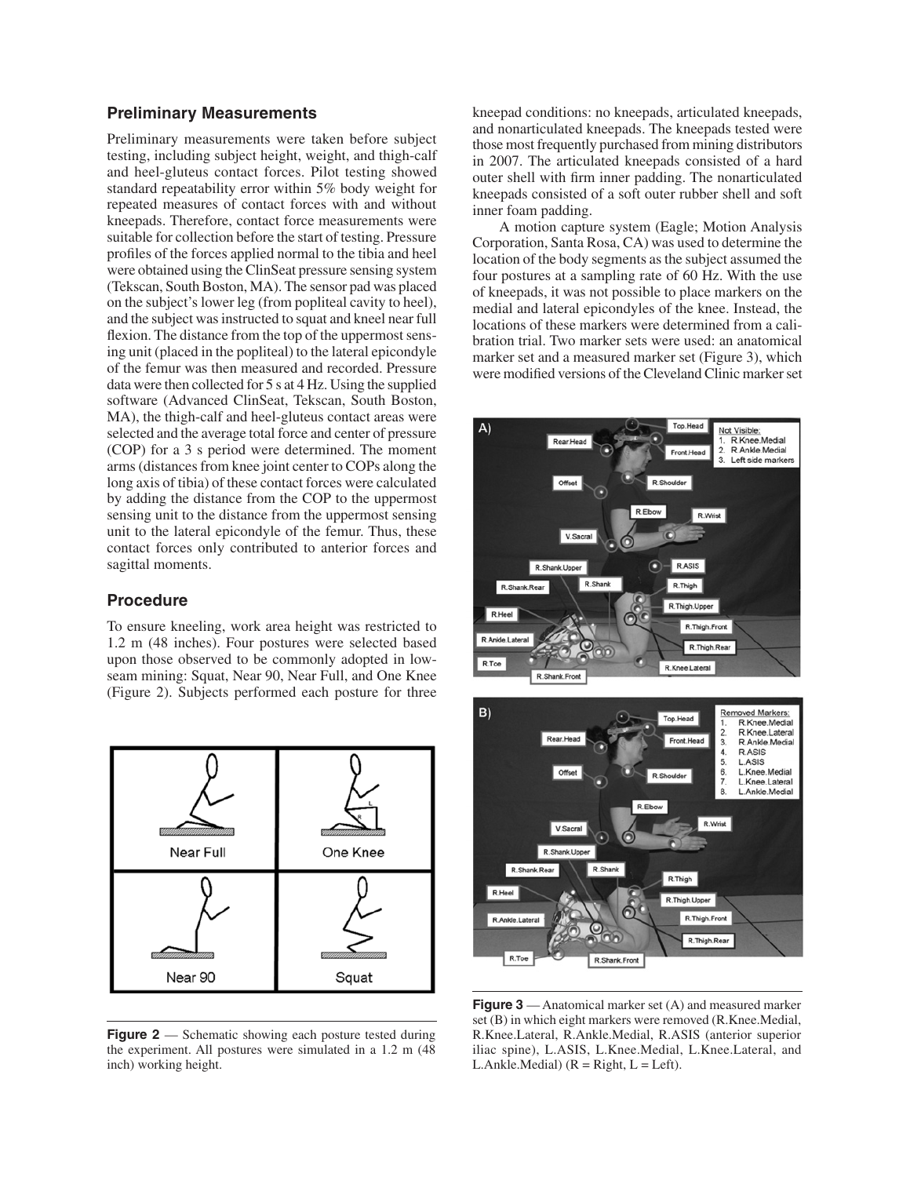## Preliminary Measurements

Preliminary measurements were taken before subject testing, including subject height, weight, and thigh-calf and heel-gluteus contact forces. Pilot testing showed standard repeatability error within 5% body weight for repeated measures of contact forces with and without kneepads. Therefore, contact force measurements were suitable for collection before the start of testing. Pressure profiles of the forces applied normal to the tibia and heel were obtained using the ClinSeat pressure sensing system (Tekscan, South Boston, MA). The sensor pad was placed on the subject's lower leg (from popliteal cavity to heel), and the subject was instructed to squat and kneel near full flexion. The distance from the top of the uppermost sensing unit (placed in the popliteal) to the lateral epicondyle of the femur was then measured and recorded. Pressure data were then collected for 5 s at 4 Hz. Using the supplied software (Advanced ClinSeat, Tekscan, South Boston, MA), the thigh-calf and heel-gluteus contact areas were selected and the average total force and center of pressure (COP) for a 3 s period were determined. The moment arms (distances from knee joint center to COPs along the long axis of tibia) of these contact forces were calculated by adding the distance from the COP to the uppermost sensing unit to the distance from the uppermost sensing unit to the lateral epicondyle of the femur. Thus, these contact forces only contributed to anterior forces and sagittal moments.

## Procedure

To ensure kneeling, work area height was restricted to 1.2 m (48 inches). Four postures were selected based upon those observed to be commonly adopted in low-seam mining: Squat, Near 90, Near Full, and One Knee (Figure 2). Subjects performed each posture for three kneepad conditions: no kneepads, articulated kneepads, and nonarticulated kneepads. The kneepads tested were those most frequently purchased from mining distributors in 2007. The articulated kneepads consisted of a hard outer shell with firm inner padding. The nonarticulated kneepads consisted of a soft outer rubber shell and soft inner foam padding.

A motion capture system (Eagle; Motion Analysis Corporation, Santa Rosa, CA) was used to determine the location of the body segments as the subject assumed the four postures at a sampling rate of 60 Hz. With the use of kneepads, it was not possible to place markers on the medial and lateral epicondyles of the knee. Instead, the locations of these markers were determined from a calibration trial. Two marker sets were used: an anatomical marker set and a measured marker set (Figure 3), which were modified versions of the Cleveland Clinic marker set

**Figure 2** — Schematic showing each posture tested during the experiment. All postures were simulated in a 1.2 m (48 inch) working height.

**Figure 3** — Anatomical marker set (A) and measured marker set (B) in which eight markers were removed (R.Knee.Medial, R.Knee.Lateral, R.Ankle.Medial, R.ASIS (anterior superior iliac spine), L.ASIS, L.Knee.Medial, L.Knee.Lateral, and L.Ankle.Medial) (R = Right, L = Left).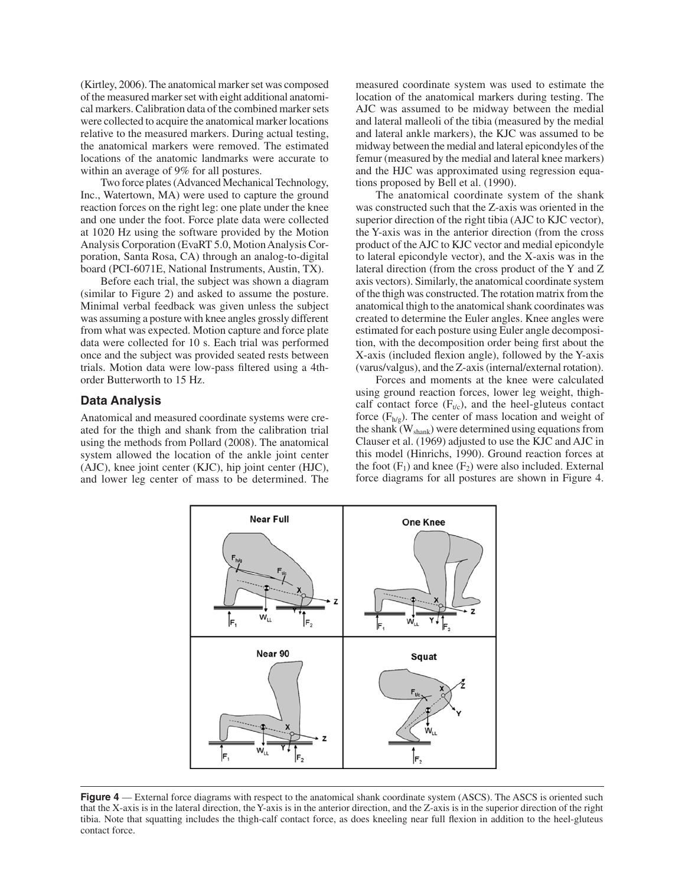(Kirtley, 2006). The anatomical marker set was composed of the measured marker set with eight additional anatomical markers. Calibration data of the combined marker sets were collected to acquire the anatomical marker locations relative to the measured markers. During actual testing, the anatomical markers were removed. The estimated locations of the anatomic landmarks were accurate to within an average of 9% for all postures.

Two force plates (Advanced Mechanical Technology, Inc., Watertown, MA) were used to capture the ground reaction forces on the right leg: one plate under the knee and one under the foot. Force plate data were collected at 1020 Hz using the software provided by the Motion Analysis Corporation (EvaRT 5.0, Motion Analysis Corporation, Santa Rosa, CA) through an analog-to-digital board (PCI-6071E, National Instruments, Austin, TX).

Before each trial, the subject was shown a diagram (similar to Figure 2) and asked to assume the posture. Minimal verbal feedback was given unless the subject was assuming a posture with knee angles grossly different from what was expected. Motion capture and force plate data were collected for 10 s. Each trial was performed once and the subject was provided seated rests between trials. Motion data were low-pass filtered using a 4th-order Butterworth to 15 Hz.

## Data Analysis

Anatomical and measured coordinate systems were created for the thigh and shank from the calibration trial using the methods from Pollard (2008). The anatomical system allowed the location of the ankle joint center (AJC), knee joint center (KJC), hip joint center (HJC), and lower leg center of mass to be determined. The measured coordinate system was used to estimate the location of the anatomical markers during testing. The AJC was assumed to be midway between the medial and lateral malleoli of the tibia (measured by the medial and lateral ankle markers), the KJC was assumed to be midway between the medial and lateral epicondyles of the femur (measured by the medial and lateral knee markers) and the HJC was approximated using regression equations proposed by Bell et al. (1990).

The anatomical coordinate system of the shank was constructed such that the Z-axis was oriented in the superior direction of the right tibia (AJC to KJC vector), the Y-axis was in the anterior direction (from the cross product of the AJC to KJC vector and medial epicondyle to lateral epicondyle vector), and the X-axis was in the lateral direction (from the cross product of the Y and Z axis vectors). Similarly, the anatomical coordinate system of the thigh was constructed. The rotation matrix from the anatomical thigh to the anatomical shank coordinates was created to determine the Euler angles. Knee angles were estimated for each posture using Euler angle decomposition, with the decomposition order being first about the X-axis (included flexion angle), followed by the Y-axis (varus/valgus), and the Z-axis (internal/external rotation).

Forces and moments at the knee were calculated using ground reaction forces, lower leg weight, thigh-calf contact force ($F_{t/c}$), and the heel-gluteus contact force ($F_{h/g}$). The center of mass location and weight of the shank ($W_{shank}$) were determined using equations from Clauser et al. (1969) adjusted to use the KJC and AJC in this model (Hinrichs, 1990). Ground reaction forces at the foot ($F_1$) and knee ($F_2$) were also included. External force diagrams for all postures are shown in Figure 4.

**Figure 4** — External force diagrams with respect to the anatomical shank coordinate system (ASCS). The ASCS is oriented such that the X-axis is in the lateral direction, the Y-axis is in the anterior direction, and the Z-axis is in the superior direction of the right tibia. Note that squatting includes the thigh-calf contact force, as does kneeling near full flexion in addition to the heel-gluteus contact force.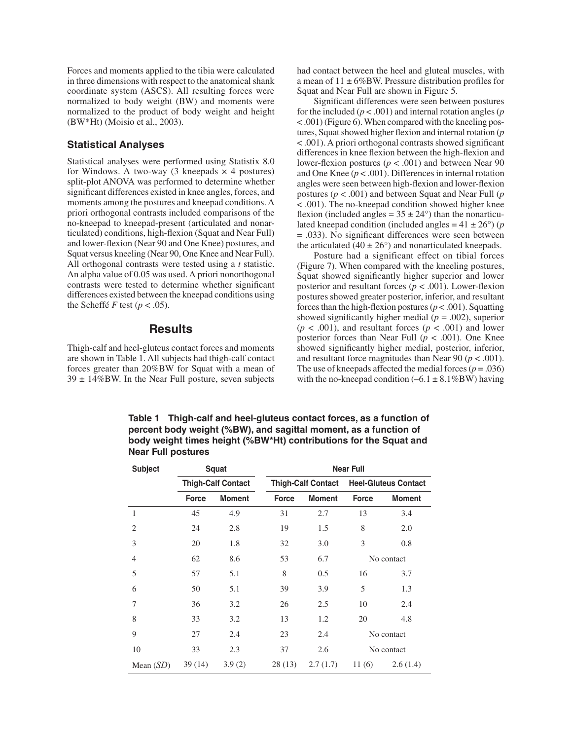Forces and moments applied to the tibia were calculated in three dimensions with respect to the anatomical shank coordinate system (ASCS). All resulting forces were normalized to body weight (BW) and moments were normalized to the product of body weight and height (BW*Ht) (Moisio et al., 2003).

### Statistical Analyses

Statistical analyses were performed using Statistix 8.0 for Windows. A two-way (3 kneepads × 4 postures) split-plot ANOVA was performed to determine whether significant differences existed in knee angles, forces, and moments among the postures and kneepad conditions. A priori orthogonal contrasts included comparisons of the no-kneepad to kneepad-present (articulated and nonarticulated) conditions, high-flexion (Squat and Near Full) and lower-flexion (Near 90 and One Knee) postures, and Squat versus kneeling (Near 90, One Knee and Near Full). All orthogonal contrasts were tested using a *t* statistic. An alpha value of 0.05 was used. A priori nonorthogonal contrasts were tested to determine whether significant differences existed between the kneepad conditions using the Scheffé *F* test ($p < .05$).

## Results

Thigh-calf and heel-gluteus contact forces and moments are shown in Table 1. All subjects had thigh-calf contact forces greater than 20%BW for Squat with a mean of 39 ± 14%BW. In the Near Full posture, seven subjects had contact between the heel and gluteal muscles, with a mean of 11 ± 6%BW. Pressure distribution profiles for Squat and Near Full are shown in Figure 5.

Significant differences were seen between postures for the included ($p < .001$) and internal rotation angles ($p < .001$) (Figure 6). When compared with the kneeling postures, Squat showed higher flexion and internal rotation ($p < .001$). A priori orthogonal contrasts showed significant differences in knee flexion between the high-flexion and lower-flexion postures ($p < .001$) and between Near 90 and One Knee ($p < .001$). Differences in internal rotation angles were seen between high-flexion and lower-flexion postures ($p < .001$) and between Squat and Near Full ($p < .001$). The no-kneepad condition showed higher knee flexion (included angles = 35 ± 24°) than the nonarticulated kneepad condition (included angles = 41 ± 26°) ($p = .033$). No significant differences were seen between the articulated (40 ± 26°) and nonarticulated kneepads.

Posture had a significant effect on tibial forces (Figure 7). When compared with the kneeling postures, Squat showed significantly higher superior and lower posterior and resultant forces ($p < .001$). Lower-flexion postures showed greater posterior, inferior, and resultant forces than the high-flexion postures ($p < .001$). Squatting showed significantly higher medial ($p = .002$), superior ($p < .001$), and resultant forces ($p < .001$) and lower posterior forces than Near Full ($p < .001$). One Knee showed significantly higher medial, posterior, inferior, and resultant force magnitudes than Near 90 ($p < .001$). The use of kneepads affected the medial forces ($p = .036$) with the no-kneepad condition (–6.1 ± 8.1%BW) having

**Table 1 Thigh-calf and heel-gluteus contact forces, as a function of percent body weight (%BW), and sagittal moment, as a function of body weight times height (%BW*Ht) contributions for the Squat and Near Full postures**

| Subject | Squat | | Near Full | | | |
|---|---|---|---|---|---|---|
| | Thigh-Calf Contact | | Thigh-Calf Contact | | Heel-Gluteus Contact | |
| | Force | Moment | Force | Moment | Force | Moment |
| 1 | 45 | 4.9 | 31 | 2.7 | 13 | 3.4 |
| 2 | 24 | 2.8 | 19 | 1.5 | 8 | 2.0 |
| 3 | 20 | 1.8 | 32 | 3.0 | 3 | 0.8 |
| 4 | 62 | 8.6 | 53 | 6.7 | No contact | |
| 5 | 57 | 5.1 | 8 | 0.5 | 16 | 3.7 |
| 6 | 50 | 5.1 | 39 | 3.9 | 5 | 1.3 |
| 7 | 36 | 3.2 | 26 | 2.5 | 10 | 2.4 |
| 8 | 33 | 3.2 | 13 | 1.2 | 20 | 4.8 |
| 9 | 27 | 2.4 | 23 | 2.4 | No contact | |
| 10 | 33 | 2.3 | 37 | 2.6 | No contact | |
| Mean (*SD*) | 39 (14) | 3.9 (2) | 28 (13) | 2.7 (1.7) | 11 (6) | 2.6 (1.4) |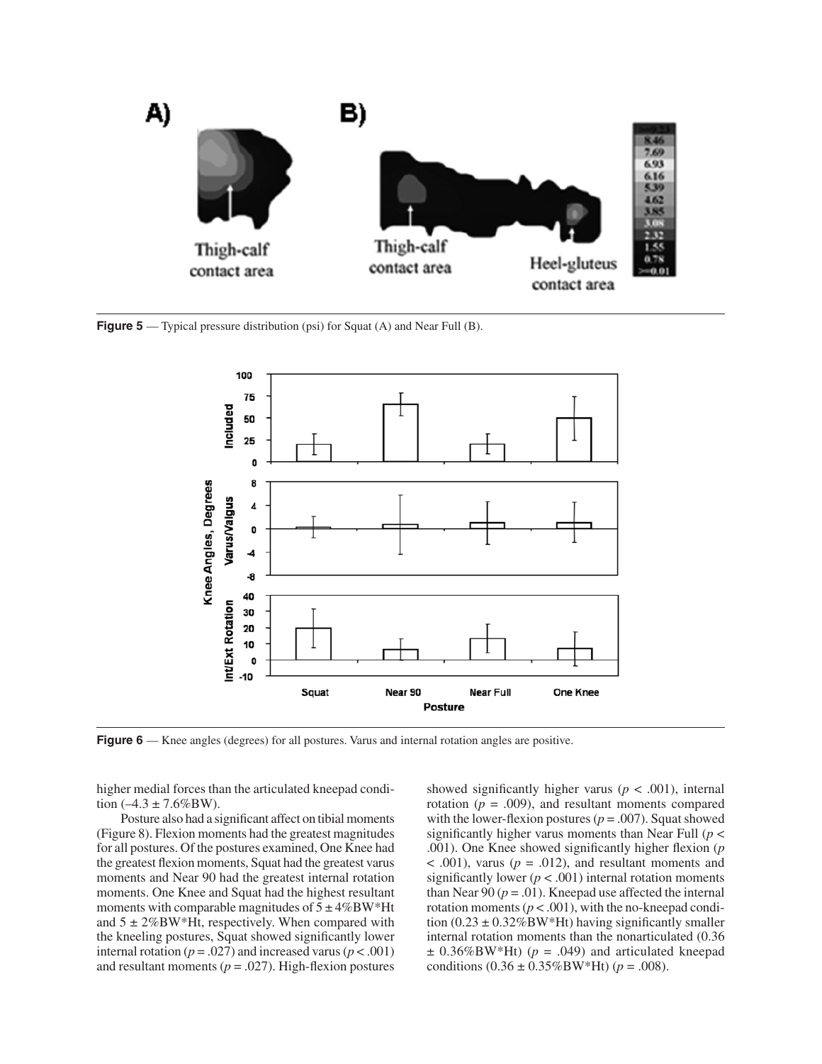**Figure 5** — Typical pressure distribution (psi) for Squat (A) and Near Full (B).

**Figure 6** — Knee angles (degrees) for all postures. Varus and internal rotation angles are positive.

higher medial forces than the articulated kneepad condition (–4.3 ± 7.6%BW).

Posture also had a significant affect on tibial moments (Figure 8). Flexion moments had the greatest magnitudes for all postures. Of the postures examined, One Knee had the greatest flexion moments, Squat had the greatest varus moments and Near 90 had the greatest internal rotation moments. One Knee and Squat had the highest resultant moments with comparable magnitudes of 5 ± 4%BW*Ht and 5 ± 2%BW*Ht, respectively. When compared with the kneeling postures, Squat showed significantly lower internal rotation ($p = .027$) and increased varus ($p < .001$) and resultant moments ($p = .027$). High-flexion postures showed significantly higher varus ($p < .001$), internal rotation ($p = .009$), and resultant moments compared with the lower-flexion postures ($p = .007$). Squat showed significantly higher varus moments than Near Full ($p < .001$). One Knee showed significantly higher flexion ($p < .001$), varus ($p = .012$), and resultant moments and significantly lower ($p < .001$) internal rotation moments than Near 90 ($p = .01$). Kneepad use affected the internal rotation moments ($p < .001$), with the no-kneepad condition (0.23 ± 0.32%BW*Ht) having significantly smaller internal rotation moments than the nonarticulated (0.36 ± 0.36%BW*Ht) ($p = .049$) and articulated kneepad conditions (0.36 ± 0.35%BW*Ht) ($p = .008$).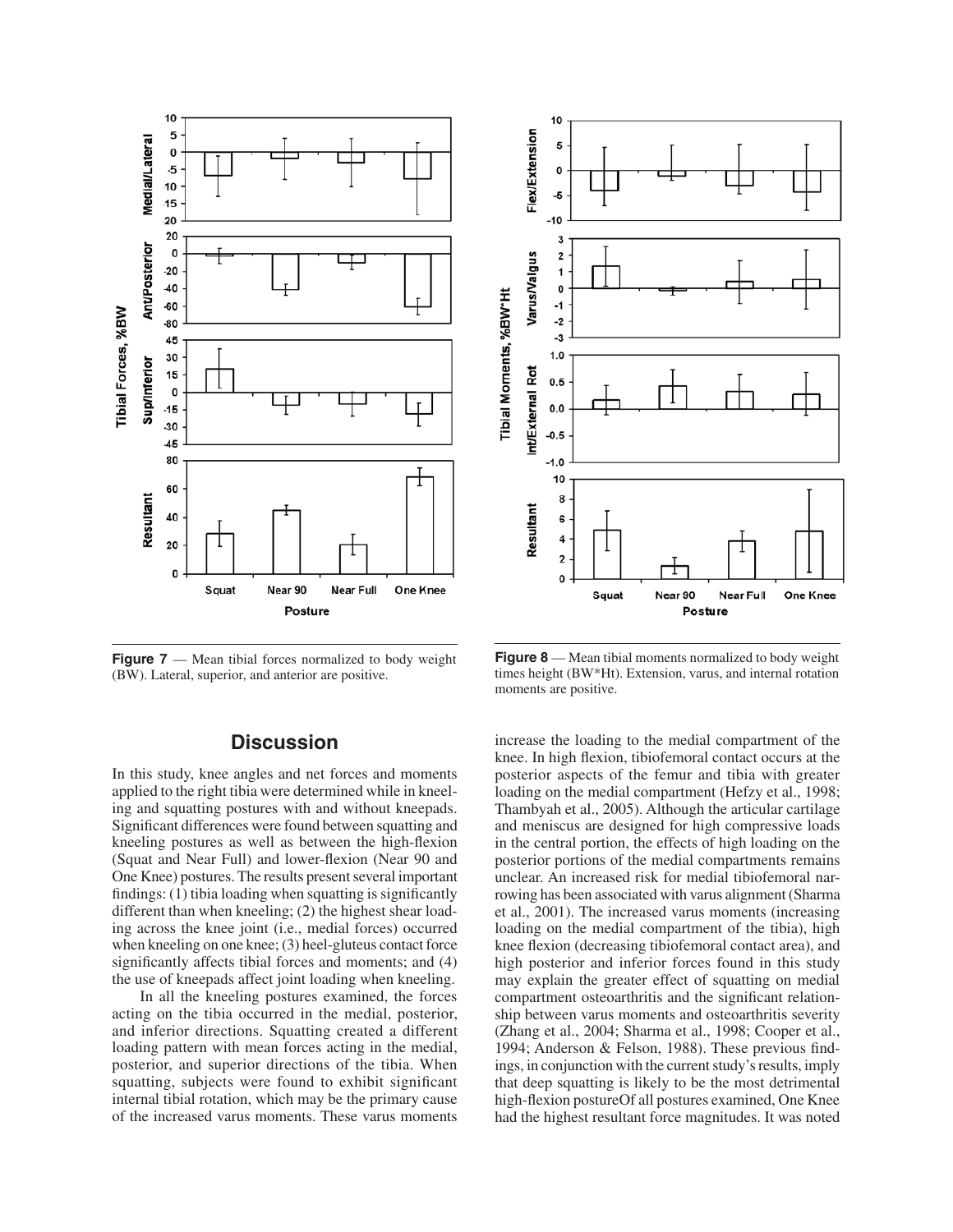**Figure 7** — Mean tibial forces normalized to body weight (BW). Lateral, superior, and anterior are positive.

**Figure 8** — Mean tibial moments normalized to body weight times height (BW*Ht). Extension, varus, and internal rotation moments are positive.

## Discussion

In this study, knee angles and net forces and moments applied to the right tibia were determined while in kneeling and squatting postures with and without kneepads. Significant differences were found between squatting and kneeling postures as well as between the high-flexion (Squat and Near Full) and lower-flexion (Near 90 and One Knee) postures. The results present several important findings: (1) tibia loading when squatting is significantly different than when kneeling; (2) the highest shear loading across the knee joint (i.e., medial forces) occurred when kneeling on one knee; (3) heel-gluteus contact force significantly affects tibial forces and moments; and (4) the use of kneepads affect joint loading when kneeling.

In all the kneeling postures examined, the forces acting on the tibia occurred in the medial, posterior, and inferior directions. Squatting created a different loading pattern with mean forces acting in the medial, posterior, and superior directions of the tibia. When squatting, subjects were found to exhibit significant internal tibial rotation, which may be the primary cause of the increased varus moments. These varus moments increase the loading to the medial compartment of the knee. In high flexion, tibiofemoral contact occurs at the posterior aspects of the femur and tibia with greater loading on the medial compartment (Hefzy et al., 1998; Thambyah et al., 2005). Although the articular cartilage and meniscus are designed for high compressive loads in the central portion, the effects of high loading on the posterior portions of the medial compartments remains unclear. An increased risk for medial tibiofemoral narrowing has been associated with varus alignment (Sharma et al., 2001). The increased varus moments (increasing loading on the medial compartment of the tibia), high knee flexion (decreasing tibiofemoral contact area), and high posterior and inferior forces found in this study may explain the greater effect of squatting on medial compartment osteoarthritis and the significant relationship between varus moments and osteoarthritis severity (Zhang et al., 2004; Sharma et al., 1998; Cooper et al., 1994; Anderson & Felson, 1988). These previous findings, in conjunction with the current study's results, imply that deep squatting is likely to be the most detrimental high-flexion postureOf all postures examined, One Knee had the highest resultant force magnitudes. It was noted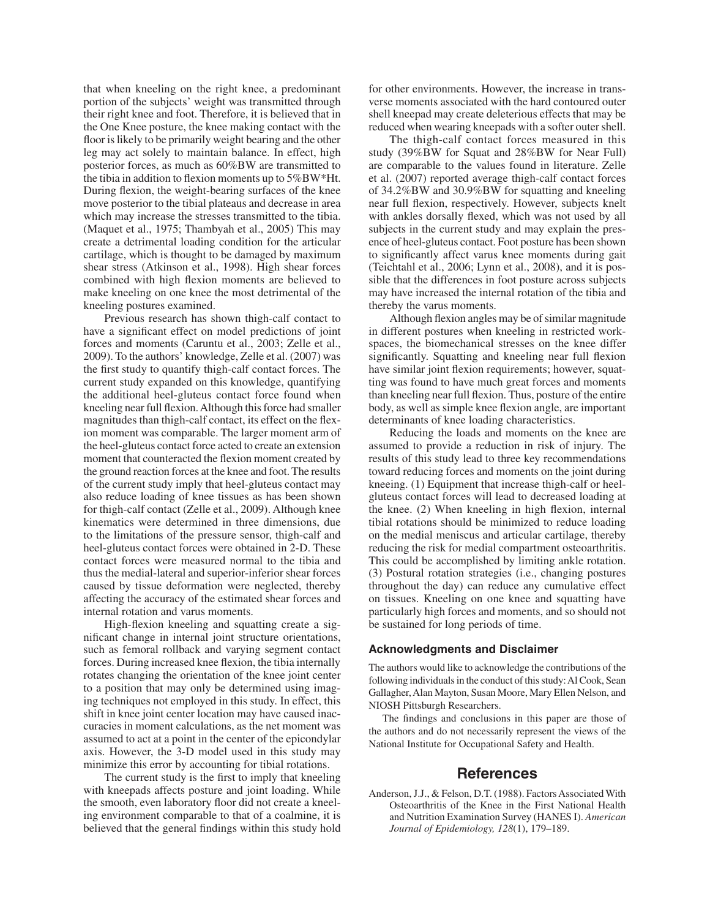that when kneeling on the right knee, a predominant portion of the subjects' weight was transmitted through their right knee and foot. Therefore, it is believed that in the One Knee posture, the knee making contact with the floor is likely to be primarily weight bearing and the other leg may act solely to maintain balance. In effect, high posterior forces, as much as 60%BW are transmitted to the tibia in addition to flexion moments up to 5%BW*Ht. During flexion, the weight-bearing surfaces of the knee move posterior to the tibial plateaus and decrease in area which may increase the stresses transmitted to the tibia. (Maquet et al., 1975; Thambyah et al., 2005) This may create a detrimental loading condition for the articular cartilage, which is thought to be damaged by maximum shear stress (Atkinson et al., 1998). High shear forces combined with high flexion moments are believed to make kneeling on one knee the most detrimental of the kneeling postures examined.

Previous research has shown thigh-calf contact to have a significant effect on model predictions of joint forces and moments (Caruntu et al., 2003; Zelle et al., 2009). To the authors' knowledge, Zelle et al. (2007) was the first study to quantify thigh-calf contact forces. The current study expanded on this knowledge, quantifying the additional heel-gluteus contact force found when kneeling near full flexion. Although this force had smaller magnitudes than thigh-calf contact, its effect on the flexion moment was comparable. The larger moment arm of the heel-gluteus contact force acted to create an extension moment that counteracted the flexion moment created by the ground reaction forces at the knee and foot. The results of the current study imply that heel-gluteus contact may also reduce loading of knee tissues as has been shown for thigh-calf contact (Zelle et al., 2009). Although knee kinematics were determined in three dimensions, due to the limitations of the pressure sensor, thigh-calf and heel-gluteus contact forces were obtained in 2-D. These contact forces were measured normal to the tibia and thus the medial-lateral and superior-inferior shear forces caused by tissue deformation were neglected, thereby affecting the accuracy of the estimated shear forces and internal rotation and varus moments.

High-flexion kneeling and squatting create a significant change in internal joint structure orientations, such as femoral rollback and varying segment contact forces. During increased knee flexion, the tibia internally rotates changing the orientation of the knee joint center to a position that may only be determined using imaging techniques not employed in this study. In effect, this shift in knee joint center location may have caused inaccuracies in moment calculations, as the net moment was assumed to act at a point in the center of the epicondylar axis. However, the 3-D model used in this study may minimize this error by accounting for tibial rotations.

The current study is the first to imply that kneeling with kneepads affects posture and joint loading. While the smooth, even laboratory floor did not create a kneeling environment comparable to that of a coalmine, it is believed that the general findings within this study hold for other environments. However, the increase in transverse moments associated with the hard contoured outer shell kneepad may create deleterious effects that may be reduced when wearing kneepads with a softer outer shell.

The thigh-calf contact forces measured in this study (39%BW for Squat and 28%BW for Near Full) are comparable to the values found in literature. Zelle et al. (2007) reported average thigh-calf contact forces of 34.2%BW and 30.9%BW for squatting and kneeling near full flexion, respectively. However, subjects knelt with ankles dorsally flexed, which was not used by all subjects in the current study and may explain the presence of heel-gluteus contact. Foot posture has been shown to significantly affect varus knee moments during gait (Teichtahl et al., 2006; Lynn et al., 2008), and it is possible that the differences in foot posture across subjects may have increased the internal rotation of the tibia and thereby the varus moments.

Although flexion angles may be of similar magnitude in different postures when kneeling in restricted workspaces, the biomechanical stresses on the knee differ significantly. Squatting and kneeling near full flexion have similar joint flexion requirements; however, squatting was found to have much great forces and moments than kneeling near full flexion. Thus, posture of the entire body, as well as simple knee flexion angle, are important determinants of knee loading characteristics.

Reducing the loads and moments on the knee are assumed to provide a reduction in risk of injury. The results of this study lead to three key recommendations toward reducing forces and moments on the joint during kneeing. (1) Equipment that increase thigh-calf or heel-gluteus contact forces will lead to decreased loading at the knee. (2) When kneeling in high flexion, internal tibial rotations should be minimized to reduce loading on the medial meniscus and articular cartilage, thereby reducing the risk for medial compartment osteoarthritis. This could be accomplished by limiting ankle rotation. (3) Postural rotation strategies (i.e., changing postures throughout the day) can reduce any cumulative effect on tissues. Kneeling on one knee and squatting have particularly high forces and moments, and so should not be sustained for long periods of time.

### Acknowledgments and Disclaimer

The authors would like to acknowledge the contributions of the following individuals in the conduct of this study: Al Cook, Sean Gallagher, Alan Mayton, Susan Moore, Mary Ellen Nelson, and NIOSH Pittsburgh Researchers.

The findings and conclusions in this paper are those of the authors and do not necessarily represent the views of the National Institute for Occupational Safety and Health.

## References

Anderson, J.J., & Felson, D.T. (1988). Factors Associated With Osteoarthritis of the Knee in the First National Health and Nutrition Examination Survey (HANES I). *American Journal of Epidemiology, 128*(1), 179–189.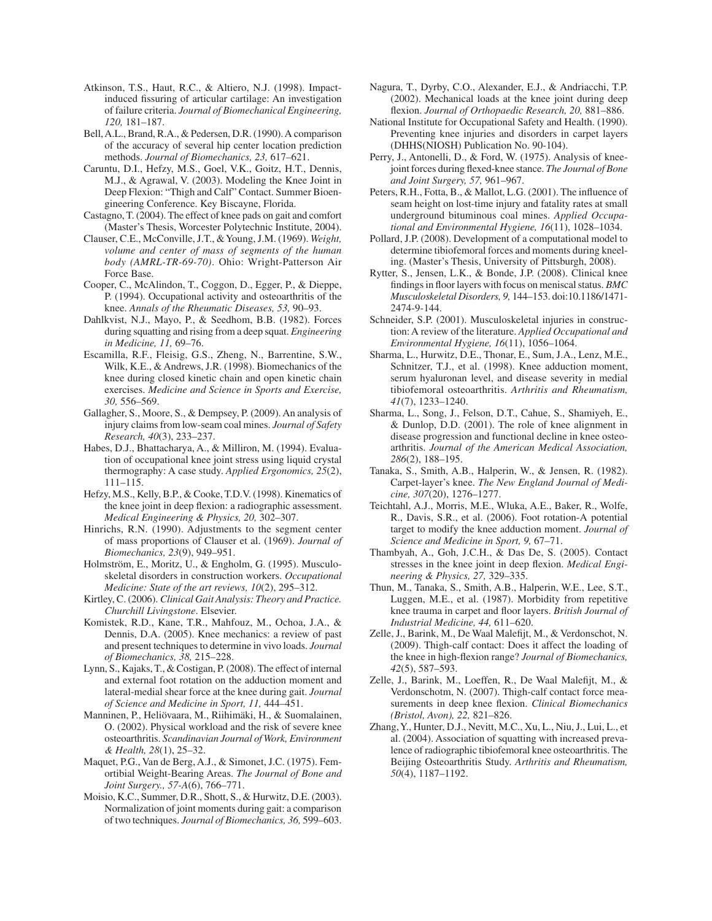Atkinson, T.S., Haut, R.C., & Altiero, N.J. (1998). Impact-induced fissuring of articular cartilage: An investigation of failure criteria. *Journal of Biomechanical Engineering, 120,* 181–187.

Bell, A.L., Brand, R.A., & Pedersen, D.R. (1990). A comparison of the accuracy of several hip center location prediction methods. *Journal of Biomechanics, 23,* 617–621.

Caruntu, D.I., Hefzy, M.S., Goel, V.K., Goitz, H.T., Dennis, M.J., & Agrawal, V. (2003). Modeling the Knee Joint in Deep Flexion: "Thigh and Calf" Contact. Summer Bioengineering Conference. Key Biscayne, Florida.

Castagno, T. (2004). The effect of knee pads on gait and comfort (Master's Thesis, Worcester Polytechnic Institute, 2004).

Clauser, C.E., McConville, J.T., & Young, J.M. (1969). *Weight, volume and center of mass of segments of the human body (AMRL-TR-69-70)*. Ohio: Wright-Patterson Air Force Base.

Cooper, C., McAlindon, T., Coggon, D., Egger, P., & Dieppe, P. (1994). Occupational activity and osteoarthritis of the knee. *Annals of the Rheumatic Diseases, 53,* 90–93.

Dahlkvist, N.J., Mayo, P., & Seedhom, B.B. (1982). Forces during squatting and rising from a deep squat. *Engineering in Medicine, 11,* 69–76.

Escamilla, R.F., Fleisig, G.S., Zheng, N., Barrentine, S.W., Wilk, K.E., & Andrews, J.R. (1998). Biomechanics of the knee during closed kinetic chain and open kinetic chain exercises. *Medicine and Science in Sports and Exercise, 30,* 556–569.

Gallagher, S., Moore, S., & Dempsey, P. (2009). An analysis of injury claims from low-seam coal mines. *Journal of Safety Research, 40*(3), 233–237.

Habes, D.J., Bhattacharya, A., & Milliron, M. (1994). Evaluation of occupational knee joint stress using liquid crystal thermography: A case study. *Applied Ergonomics, 25*(2), 111–115.

Hefzy, M.S., Kelly, B.P., & Cooke, T.D.V. (1998). Kinematics of the knee joint in deep flexion: a radiographic assessment. *Medical Engineering & Physics, 20,* 302–307.

Hinrichs, R.N. (1990). Adjustments to the segment center of mass proportions of Clauser et al. (1969). *Journal of Biomechanics, 23*(9), 949–951.

Holmström, E., Moritz, U., & Engholm, G. (1995). Musculoskeletal disorders in construction workers. *Occupational Medicine: State of the art reviews, 10*(2), 295–312.

Kirtley, C. (2006). *Clinical Gait Analysis: Theory and Practice. Churchill Livingstone*. Elsevier.

Komistek, R.D., Kane, T.R., Mahfouz, M., Ochoa, J.A., & Dennis, D.A. (2005). Knee mechanics: a review of past and present techniques to determine in vivo loads. *Journal of Biomechanics, 38,* 215–228.

Lynn, S., Kajaks, T., & Costigan, P. (2008). The effect of internal and external foot rotation on the adduction moment and lateral-medial shear force at the knee during gait. *Journal of Science and Medicine in Sport, 11,* 444–451.

Manninen, P., Heliövaara, M., Riihimäki, H., & Suomalainen, O. (2002). Physical workload and the risk of severe knee osteoarthritis. *Scandinavian Journal of Work, Environment & Health, 28*(1), 25–32.

Maquet, P.G., Van de Berg, A.J., & Simonet, J.C. (1975). Femortibial Weight-Bearing Areas. *The Journal of Bone and Joint Surgery., 57-A*(6), 766–771.

Moisio, K.C., Summer, D.R., Shott, S., & Hurwitz, D.E. (2003). Normalization of joint moments during gait: a comparison of two techniques. *Journal of Biomechanics, 36,* 599–603.

Nagura, T., Dyrby, C.O., Alexander, E.J., & Andriacchi, T.P. (2002). Mechanical loads at the knee joint during deep flexion. *Journal of Orthopaedic Research, 20,* 881–886.

National Institute for Occupational Safety and Health. (1990). Preventing knee injuries and disorders in carpet layers (DHHS(NIOSH) Publication No. 90-104).

Perry, J., Antonelli, D., & Ford, W. (1975). Analysis of knee-joint forces during flexed-knee stance. *The Journal of Bone and Joint Surgery, 57,* 961–967.

Peters, R.H., Fotta, B., & Mallot, L.G. (2001). The influence of seam height on lost-time injury and fatality rates at small underground bituminous coal mines. *Applied Occupational and Environmental Hygiene, 16*(11), 1028–1034.

Pollard, J.P. (2008). Development of a computational model to determine tibiofemoral forces and moments during kneeling. (Master's Thesis, University of Pittsburgh, 2008).

Rytter, S., Jensen, L.K., & Bonde, J.P. (2008). Clinical knee findings in floor layers with focus on meniscal status. *BMC Musculoskeletal Disorders, 9,* 144–153. doi:10.1186/1471-2474-9-144.

Schneider, S.P. (2001). Musculoskeletal injuries in construction: A review of the literature. *Applied Occupational and Environmental Hygiene, 16*(11), 1056–1064.

Sharma, L., Hurwitz, D.E., Thonar, E., Sum, J.A., Lenz, M.E., Schnitzer, T.J., et al. (1998). Knee adduction moment, serum hyaluronan level, and disease severity in medial tibiofemoral osteoarthritis. *Arthritis and Rheumatism, 41*(7), 1233–1240.

Sharma, L., Song, J., Felson, D.T., Cahue, S., Shamiyeh, E., & Dunlop, D.D. (2001). The role of knee alignment in disease progression and functional decline in knee osteoarthritis. *Journal of the American Medical Association, 286*(2), 188–195.

Tanaka, S., Smith, A.B., Halperin, W., & Jensen, R. (1982). Carpet-layer's knee. *The New England Journal of Medicine, 307*(20), 1276–1277.

Teichtahl, A.J., Morris, M.E., Wluka, A.E., Baker, R., Wolfe, R., Davis, S.R., et al. (2006). Foot rotation-A potential target to modify the knee adduction moment. *Journal of Science and Medicine in Sport, 9,* 67–71.

Thambyah, A., Goh, J.C.H., & Das De, S. (2005). Contact stresses in the knee joint in deep flexion. *Medical Engineering & Physics, 27,* 329–335.

Thun, M., Tanaka, S., Smith, A.B., Halperin, W.E., Lee, S.T., Luggen, M.E., et al. (1987). Morbidity from repetitive knee trauma in carpet and floor layers. *British Journal of Industrial Medicine, 44,* 611–620.

Zelle, J., Barink, M., De Waal Malefijt, M., & Verdonschot, N. (2009). Thigh-calf contact: Does it affect the loading of the knee in high-flexion range? *Journal of Biomechanics, 42*(5), 587–593.

Zelle, J., Barink, M., Loeffen, R., De Waal Malefijt, M., & Verdonschotm, N. (2007). Thigh-calf contact force measurements in deep knee flexion. *Clinical Biomechanics (Bristol, Avon), 22,* 821–826.

Zhang, Y., Hunter, D.J., Nevitt, M.C., Xu, L., Niu, J., Lui, L., et al. (2004). Association of squatting with increased prevalence of radiographic tibiofemoral knee osteoarthritis. The Beijing Osteoarthritis Study. *Arthritis and Rheumatism, 50*(4), 1187–1192.